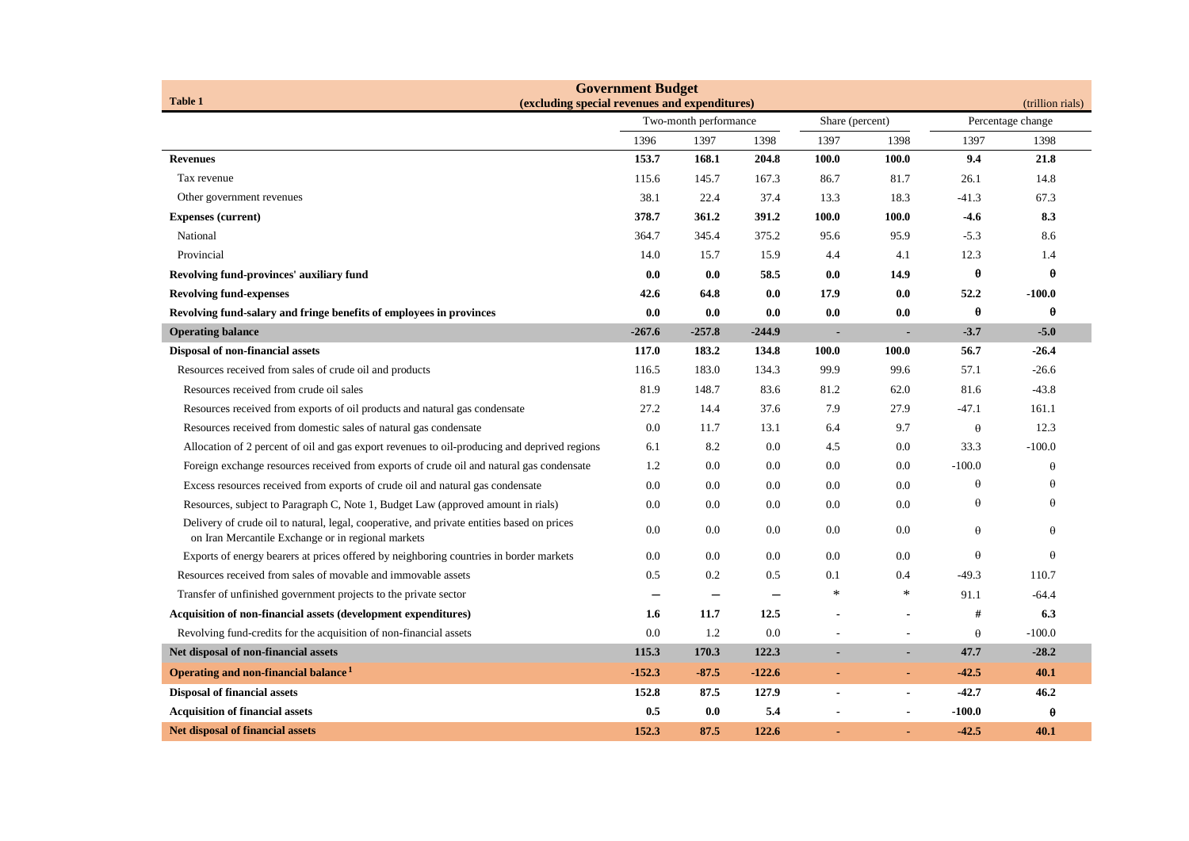**Table 1**

## Government Budget
**(excluding special revenues and expenditures)**

(trillion rials)

| | Two-month performance | | | Share (percent) | | Percentage change | |
|---|---|---|---|---|---|---|---|
| | 1396 | 1397 | 1398 | 1397 | 1398 | 1397 | 1398 |
| **Revenues** | **153.7** | **168.1** | **204.8** | **100.0** | **100.0** | **9.4** | **21.8** |
| Tax revenue | 115.6 | 145.7 | 167.3 | 86.7 | 81.7 | 26.1 | 14.8 |
| Other government revenues | 38.1 | 22.4 | 37.4 | 13.3 | 18.3 | -41.3 | 67.3 |
| **Expenses (current)** | **378.7** | **361.2** | **391.2** | **100.0** | **100.0** | **-4.6** | **8.3** |
| National | 364.7 | 345.4 | 375.2 | 95.6 | 95.9 | -5.3 | 8.6 |
| Provincial | 14.0 | 15.7 | 15.9 | 4.4 | 4.1 | 12.3 | 1.4 |
| **Revolving fund-provinces' auxiliary fund** | **0.0** | **0.0** | **58.5** | **0.0** | **14.9** | **θ** | **θ** |
| **Revolving fund-expenses** | **42.6** | **64.8** | **0.0** | **17.9** | **0.0** | **52.2** | **-100.0** |
| **Revolving fund-salary and fringe benefits of employees in provinces** | **0.0** | **0.0** | **0.0** | **0.0** | **0.0** | **θ** | **θ** |
| **Operating balance** | **-267.6** | **-257.8** | **-244.9** | **-** | **-** | **-3.7** | **-5.0** |
| **Disposal of non-financial assets** | **117.0** | **183.2** | **134.8** | **100.0** | **100.0** | **56.7** | **-26.4** |
| Resources received from sales of crude oil and products | 116.5 | 183.0 | 134.3 | 99.9 | 99.6 | 57.1 | -26.6 |
| Resources received from crude oil sales | 81.9 | 148.7 | 83.6 | 81.2 | 62.0 | 81.6 | -43.8 |
| Resources received from exports of oil products and natural gas condensate | 27.2 | 14.4 | 37.6 | 7.9 | 27.9 | -47.1 | 161.1 |
| Resources received from domestic sales of natural gas condensate | 0.0 | 11.7 | 13.1 | 6.4 | 9.7 | θ | 12.3 |
| Allocation of 2 percent of oil and gas export revenues to oil-producing and deprived regions | 6.1 | 8.2 | 0.0 | 4.5 | 0.0 | 33.3 | -100.0 |
| Foreign exchange resources received from exports of crude oil and natural gas condensate | 1.2 | 0.0 | 0.0 | 0.0 | 0.0 | -100.0 | θ |
| Excess resources received from exports of crude oil and natural gas condensate | 0.0 | 0.0 | 0.0 | 0.0 | 0.0 | θ | θ |
| Resources, subject to Paragraph C, Note 1, Budget Law (approved amount in rials) | 0.0 | 0.0 | 0.0 | 0.0 | 0.0 | θ | θ |
| Delivery of crude oil to natural, legal, cooperative, and private entities based on prices on Iran Mercantile Exchange or in regional markets | 0.0 | 0.0 | 0.0 | 0.0 | 0.0 | θ | θ |
| Exports of energy bearers at prices offered by neighboring countries in border markets | 0.0 | 0.0 | 0.0 | 0.0 | 0.0 | θ | θ |
| Resources received from sales of movable and immovable assets | 0.5 | 0.2 | 0.5 | 0.1 | 0.4 | -49.3 | 110.7 |
| Transfer of unfinished government projects to the private sector | — | — | — | * | * | 91.1 | -64.4 |
| **Acquisition of non-financial assets (development expenditures)** | **1.6** | **11.7** | **12.5** | **-** | **-** | **#** | **6.3** |
| Revolving fund-credits for the acquisition of non-financial assets | 0.0 | 1.2 | 0.0 | - | - | θ | -100.0 |
| **Net disposal of non-financial assets** | **115.3** | **170.3** | **122.3** | **-** | **-** | **47.7** | **-28.2** |
| **Operating and non-financial balance [1]** | **-152.3** | **-87.5** | **-122.6** | **-** | **-** | **-42.5** | **40.1** |
| **Disposal of financial assets** | **152.8** | **87.5** | **127.9** | **-** | **-** | **-42.7** | **46.2** |
| **Acquisition of financial assets** | **0.5** | **0.0** | **5.4** | **-** | **-** | **-100.0** | **θ** |
| **Net disposal of financial assets** | **152.3** | **87.5** | **122.6** | **-** | **-** | **-42.5** | **40.1** |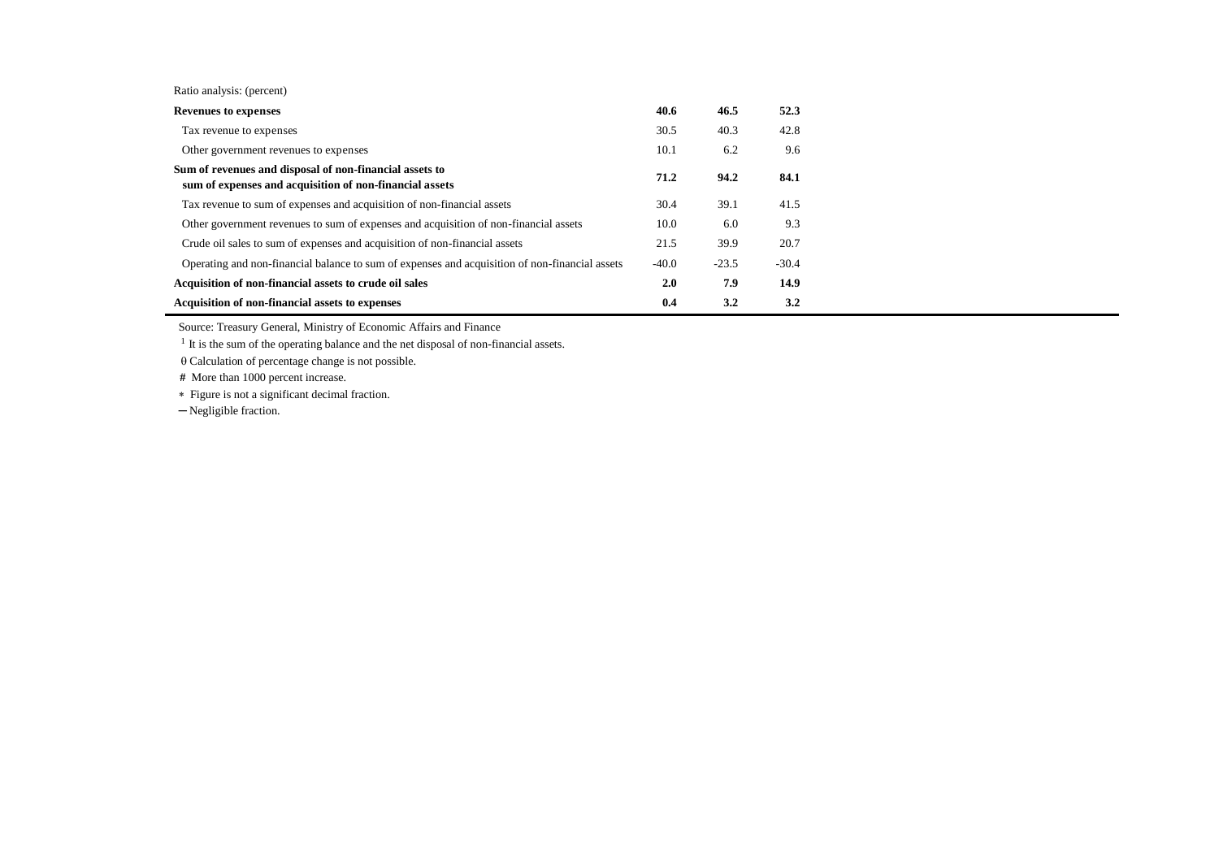| Ratio analysis: (percent) | | | |
|---|---|---|---|
| **Revenues to expenses** | **40.6** | **46.5** | **52.3** |
| Tax revenue to expenses | 30.5 | 40.3 | 42.8 |
| Other government revenues to expenses | 10.1 | 6.2 | 9.6 |
| **Sum of revenues and disposal of non-financial assets to sum of expenses and acquisition of non-financial assets** | **71.2** | **94.2** | **84.1** |
| Tax revenue to sum of expenses and acquisition of non-financial assets | 30.4 | 39.1 | 41.5 |
| Other government revenues to sum of expenses and acquisition of non-financial assets | 10.0 | 6.0 | 9.3 |
| Crude oil sales to sum of expenses and acquisition of non-financial assets | 21.5 | 39.9 | 20.7 |
| Operating and non-financial balance to sum of expenses and acquisition of non-financial assets | -40.0 | -23.5 | -30.4 |
| **Acquisition of non-financial assets to crude oil sales** | **2.0** | **7.9** | **14.9** |
| **Acquisition of non-financial assets to expenses** | **0.4** | **3.2** | **3.2** |

Source: Treasury General, Ministry of Economic Affairs and Finance

[1] It is the sum of the operating balance and the net disposal of non-financial assets.

θ Calculation of percentage change is not possible.

# More than 1000 percent increase.

* Figure is not a significant decimal fraction.

─ Negligible fraction.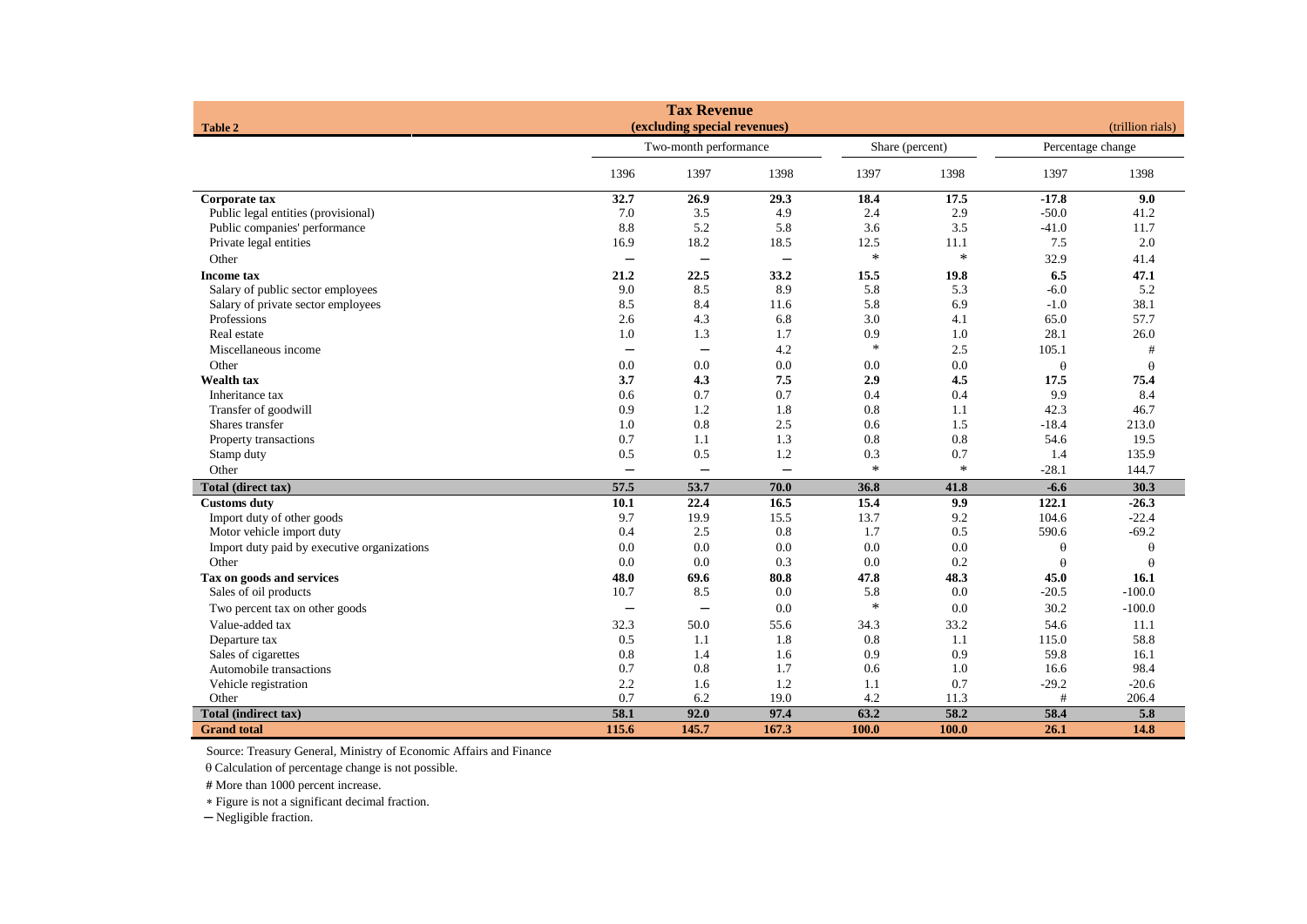**Table 2**

## Tax Revenue
**(excluding special revenues)**

(trillion rials)

| | Two-month performance | | | Share (percent) | | Percentage change | |
|---|---|---|---|---|---|---|---|
| | 1396 | 1397 | 1398 | 1397 | 1398 | 1397 | 1398 |
| **Corporate tax** | **32.7** | **26.9** | **29.3** | **18.4** | **17.5** | **-17.8** | **9.0** |
| Public legal entities (provisional) | 7.0 | 3.5 | 4.9 | 2.4 | 2.9 | -50.0 | 41.2 |
| Public companies' performance | 8.8 | 5.2 | 5.8 | 3.6 | 3.5 | -41.0 | 11.7 |
| Private legal entities | 16.9 | 18.2 | 18.5 | 12.5 | 11.1 | 7.5 | 2.0 |
| Other | ─ | ─ | ─ | * | * | 32.9 | 41.4 |
| **Income tax** | **21.2** | **22.5** | **33.2** | **15.5** | **19.8** | **6.5** | **47.1** |
| Salary of public sector employees | 9.0 | 8.5 | 8.9 | 5.8 | 5.3 | -6.0 | 5.2 |
| Salary of private sector employees | 8.5 | 8.4 | 11.6 | 5.8 | 6.9 | -1.0 | 38.1 |
| Professions | 2.6 | 4.3 | 6.8 | 3.0 | 4.1 | 65.0 | 57.7 |
| Real estate | 1.0 | 1.3 | 1.7 | 0.9 | 1.0 | 28.1 | 26.0 |
| Miscellaneous income | ─ | ─ | 4.2 | * | 2.5 | 105.1 | # |
| Other | 0.0 | 0.0 | 0.0 | 0.0 | 0.0 | θ | θ |
| **Wealth tax** | **3.7** | **4.3** | **7.5** | **2.9** | **4.5** | **17.5** | **75.4** |
| Inheritance tax | 0.6 | 0.7 | 0.7 | 0.4 | 0.4 | 9.9 | 8.4 |
| Transfer of goodwill | 0.9 | 1.2 | 1.8 | 0.8 | 1.1 | 42.3 | 46.7 |
| Shares transfer | 1.0 | 0.8 | 2.5 | 0.6 | 1.5 | -18.4 | 213.0 |
| Property transactions | 0.7 | 1.1 | 1.3 | 0.8 | 0.8 | 54.6 | 19.5 |
| Stamp duty | 0.5 | 0.5 | 1.2 | 0.3 | 0.7 | 1.4 | 135.9 |
| Other | ─ | ─ | ─ | * | * | -28.1 | 144.7 |
| **Total (direct tax)** | **57.5** | **53.7** | **70.0** | **36.8** | **41.8** | **-6.6** | **30.3** |
| **Customs duty** | **10.1** | **22.4** | **16.5** | **15.4** | **9.9** | **122.1** | **-26.3** |
| Import duty of other goods | 9.7 | 19.9 | 15.5 | 13.7 | 9.2 | 104.6 | -22.4 |
| Motor vehicle import duty | 0.4 | 2.5 | 0.8 | 1.7 | 0.5 | 590.6 | -69.2 |
| Import duty paid by executive organizations | 0.0 | 0.0 | 0.0 | 0.0 | 0.0 | θ | θ |
| Other | 0.0 | 0.0 | 0.3 | 0.0 | 0.2 | θ | θ |
| **Tax on goods and services** | **48.0** | **69.6** | **80.8** | **47.8** | **48.3** | **45.0** | **16.1** |
| Sales of oil products | 10.7 | 8.5 | 0.0 | 5.8 | 0.0 | -20.5 | -100.0 |
| Two percent tax on other goods | ─ | ─ | 0.0 | * | 0.0 | 30.2 | -100.0 |
| Value-added tax | 32.3 | 50.0 | 55.6 | 34.3 | 33.2 | 54.6 | 11.1 |
| Departure tax | 0.5 | 1.1 | 1.8 | 0.8 | 1.1 | 115.0 | 58.8 |
| Sales of cigarettes | 0.8 | 1.4 | 1.6 | 0.9 | 0.9 | 59.8 | 16.1 |
| Automobile transactions | 0.7 | 0.8 | 1.7 | 0.6 | 1.0 | 16.6 | 98.4 |
| Vehicle registration | 2.2 | 1.6 | 1.2 | 1.1 | 0.7 | -29.2 | -20.6 |
| Other | 0.7 | 6.2 | 19.0 | 4.2 | 11.3 | # | 206.4 |
| **Total (indirect tax)** | **58.1** | **92.0** | **97.4** | **63.2** | **58.2** | **58.4** | **5.8** |
| **Grand total** | **115.6** | **145.7** | **167.3** | **100.0** | **100.0** | **26.1** | **14.8** |

Source: Treasury General, Ministry of Economic Affairs and Finance

θ Calculation of percentage change is not possible.

# More than 1000 percent increase.

* Figure is not a significant decimal fraction.

─ Negligible fraction.